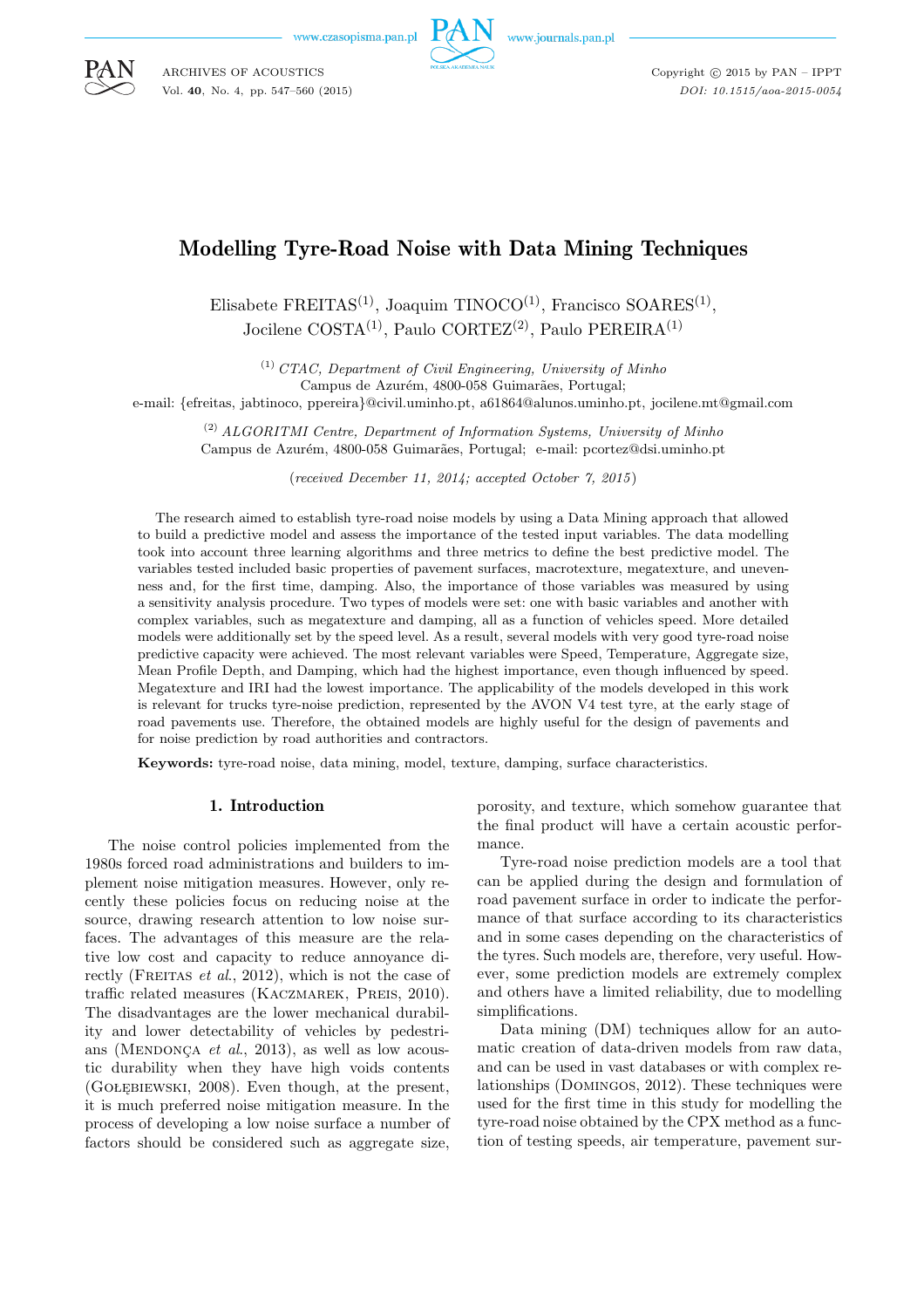# Modelling Tyre-Road Noise with Data Mining Techniques

Elisabete FREITAS[(1)], Joaquim TINOCO[(1)], Francisco SOARES[(1)], Jocilene COSTA[(1)], Paulo CORTEZ[(2)], Paulo PEREIRA[(1)]

[(1)] *CTAC, Department of Civil Engineering, University of Minho*
Campus de Azurém, 4800-058 Guimarães, Portugal;
e-mail: {efreitas, jabtinoco, ppereira}@civil.uminho.pt, a61864@alunos.uminho.pt, jocilene.mt@gmail.com

[(2)] *ALGORITMI Centre, Department of Information Systems, University of Minho*
Campus de Azurém, 4800-058 Guimarães, Portugal; e-mail: pcortez@dsi.uminho.pt

(*received December 11, 2014; accepted October 7, 2015*)

The research aimed to establish tyre-road noise models by using a Data Mining approach that allowed to build a predictive model and assess the importance of the tested input variables. The data modelling took into account three learning algorithms and three metrics to define the best predictive model. The variables tested included basic properties of pavement surfaces, macrotexture, megatexture, and unevenness and, for the first time, damping. Also, the importance of those variables was measured by using a sensitivity analysis procedure. Two types of models were set: one with basic variables and another with complex variables, such as megatexture and damping, all as a function of vehicles speed. More detailed models were additionally set by the speed level. As a result, several models with very good tyre-road noise predictive capacity were achieved. The most relevant variables were Speed, Temperature, Aggregate size, Mean Profile Depth, and Damping, which had the highest importance, even though influenced by speed. Megatexture and IRI had the lowest importance. The applicability of the models developed in this work is relevant for trucks tyre-noise prediction, represented by the AVON V4 test tyre, at the early stage of road pavements use. Therefore, the obtained models are highly useful for the design of pavements and for noise prediction by road authorities and contractors.

**Keywords:** tyre-road noise, data mining, model, texture, damping, surface characteristics.

## 1. Introduction

The noise control policies implemented from the 1980s forced road administrations and builders to implement noise mitigation measures. However, only recently these policies focus on reducing noise at the source, drawing research attention to low noise surfaces. The advantages of this measure are the relative low cost and capacity to reduce annoyance directly (Freitas *et al.*, 2012), which is not the case of traffic related measures (Kaczmarek, Preis, 2010). The disadvantages are the lower mechanical durability and lower detectability of vehicles by pedestrians (Mendonça *et al.*, 2013), as well as low acoustic durability when they have high voids contents (Gołębiewski, 2008). Even though, at the present, it is much preferred noise mitigation measure. In the process of developing a low noise surface a number of factors should be considered such as aggregate size, porosity, and texture, which somehow guarantee that the final product will have a certain acoustic performance.

Tyre-road noise prediction models are a tool that can be applied during the design and formulation of road pavement surface in order to indicate the performance of that surface according to its characteristics and in some cases depending on the characteristics of the tyres. Such models are, therefore, very useful. However, some prediction models are extremely complex and others have a limited reliability, due to modelling simplifications.

Data mining (DM) techniques allow for an automatic creation of data-driven models from raw data, and can be used in vast databases or with complex relationships (Domingos, 2012). These techniques were used for the first time in this study for modelling the tyre-road noise obtained by the CPX method as a function of testing speeds, air temperature, pavement sur-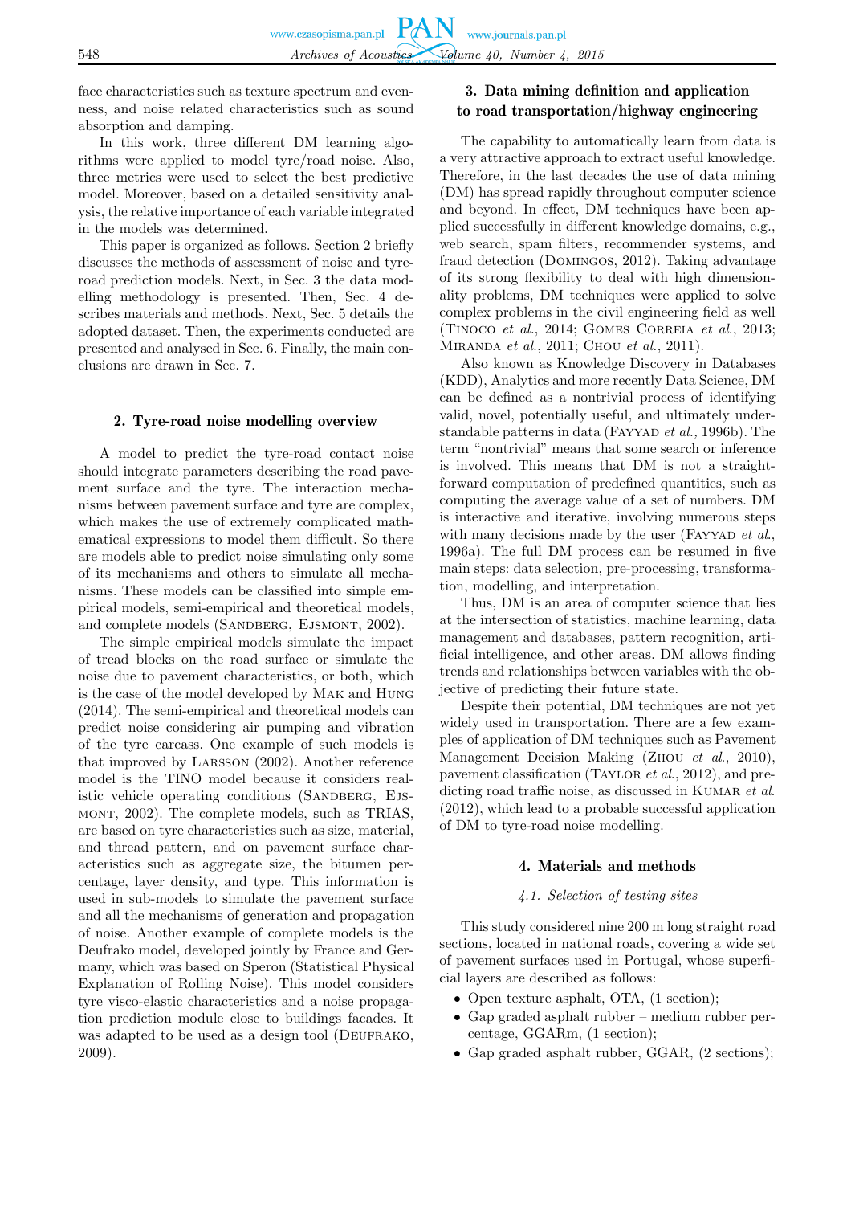face characteristics such as texture spectrum and evenness, and noise related characteristics such as sound absorption and damping.

In this work, three different DM learning algorithms were applied to model tyre/road noise. Also, three metrics were used to select the best predictive model. Moreover, based on a detailed sensitivity analysis, the relative importance of each variable integrated in the models was determined.

This paper is organized as follows. Section 2 briefly discusses the methods of assessment of noise and tyre-road prediction models. Next, in Sec. 3 the data modelling methodology is presented. Then, Sec. 4 describes materials and methods. Next, Sec. 5 details the adopted dataset. Then, the experiments conducted are presented and analysed in Sec. 6. Finally, the main conclusions are drawn in Sec. 7.

## 2. Tyre-road noise modelling overview

A model to predict the tyre-road contact noise should integrate parameters describing the road pavement surface and the tyre. The interaction mechanisms between pavement surface and tyre are complex, which makes the use of extremely complicated mathematical expressions to model them difficult. So there are models able to predict noise simulating only some of its mechanisms and others to simulate all mechanisms. These models can be classified into simple empirical models, semi-empirical and theoretical models, and complete models (Sandberg, Ejsmont, 2002).

The simple empirical models simulate the impact of tread blocks on the road surface or simulate the noise due to pavement characteristics, or both, which is the case of the model developed by Mak and Hung (2014). The semi-empirical and theoretical models can predict noise considering air pumping and vibration of the tyre carcass. One example of such models is that improved by Larsson (2002). Another reference model is the TINO model because it considers realistic vehicle operating conditions (Sandberg, Ejsmont, 2002). The complete models, such as TRIAS, are based on tyre characteristics such as size, material, and thread pattern, and on pavement surface characteristics such as aggregate size, the bitumen percentage, layer density, and type. This information is used in sub-models to simulate the pavement surface and all the mechanisms of generation and propagation of noise. Another example of complete models is the Deufrako model, developed jointly by France and Germany, which was based on Speron (Statistical Physical Explanation of Rolling Noise). This model considers tyre visco-elastic characteristics and a noise propagation prediction module close to buildings facades. It was adapted to be used as a design tool (Deufrako, 2009).

## 3. Data mining definition and application to road transportation/highway engineering

The capability to automatically learn from data is a very attractive approach to extract useful knowledge. Therefore, in the last decades the use of data mining (DM) has spread rapidly throughout computer science and beyond. In effect, DM techniques have been applied successfully in different knowledge domains, e.g., web search, spam filters, recommender systems, and fraud detection (Domingos, 2012). Taking advantage of its strong flexibility to deal with high dimensionality problems, DM techniques were applied to solve complex problems in the civil engineering field as well (Tinoco *et al.*, 2014; Gomes Correia *et al.*, 2013; Miranda *et al.*, 2011; Chou *et al.*, 2011).

Also known as Knowledge Discovery in Databases (KDD), Analytics and more recently Data Science, DM can be defined as a nontrivial process of identifying valid, novel, potentially useful, and ultimately understandable patterns in data (Fayyad *et al.*, 1996b). The term "nontrivial" means that some search or inference is involved. This means that DM is not a straightforward computation of predefined quantities, such as computing the average value of a set of numbers. DM is interactive and iterative, involving numerous steps with many decisions made by the user (Fayyad *et al.*, 1996a). The full DM process can be resumed in five main steps: data selection, pre-processing, transformation, modelling, and interpretation.

Thus, DM is an area of computer science that lies at the intersection of statistics, machine learning, data management and databases, pattern recognition, artificial intelligence, and other areas. DM allows finding trends and relationships between variables with the objective of predicting their future state.

Despite their potential, DM techniques are not yet widely used in transportation. There are a few examples of application of DM techniques such as Pavement Management Decision Making (Zhou *et al.*, 2010), pavement classification (Taylor *et al.*, 2012), and predicting road traffic noise, as discussed in Kumar *et al.* (2012), which lead to a probable successful application of DM to tyre-road noise modelling.

## 4. Materials and methods

### *4.1. Selection of testing sites*

This study considered nine 200 m long straight road sections, located in national roads, covering a wide set of pavement surfaces used in Portugal, whose superficial layers are described as follows:

- Open texture asphalt, OTA, (1 section);
- Gap graded asphalt rubber – medium rubber percentage, GGARm, (1 section);
- Gap graded asphalt rubber, GGAR, (2 sections);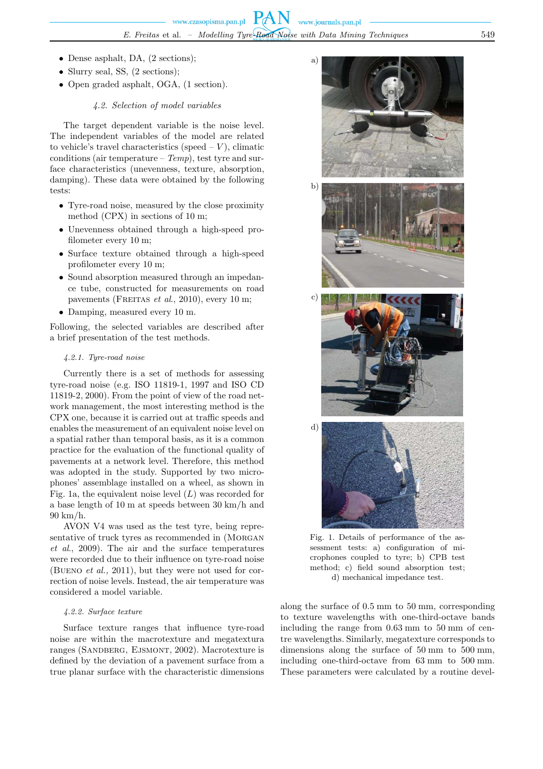- Dense asphalt, DA, (2 sections);
- Slurry seal, SS, (2 sections);
- Open graded asphalt, OGA, (1 section).

### 4.2. Selection of model variables

The target dependent variable is the noise level. The independent variables of the model are related to vehicle's travel characteristics (speed – $V$), climatic conditions (air temperature – *Temp*), test tyre and surface characteristics (unevenness, texture, absorption, damping). These data were obtained by the following tests:

- Tyre-road noise, measured by the close proximity method (CPX) in sections of 10 m;
- Unevenness obtained through a high-speed profilometer every 10 m;
- Surface texture obtained through a high-speed profilometer every 10 m;
- Sound absorption measured through an impedance tube, constructed for measurements on road pavements (Freitas *et al.*, 2010), every 10 m;
- Damping, measured every 10 m.

Following, the selected variables are described after a brief presentation of the test methods.

#### 4.2.1. Tyre-road noise

Currently there is a set of methods for assessing tyre-road noise (e.g. ISO 11819-1, 1997 and ISO CD 11819-2, 2000). From the point of view of the road network management, the most interesting method is the CPX one, because it is carried out at traffic speeds and enables the measurement of an equivalent noise level on a spatial rather than temporal basis, as it is a common practice for the evaluation of the functional quality of pavements at a network level. Therefore, this method was adopted in the study. Supported by two microphones' assemblage installed on a wheel, as shown in Fig. 1a, the equivalent noise level ($L$) was recorded for a base length of 10 m at speeds between 30 km/h and 90 km/h.

AVON V4 was used as the test tyre, being representative of truck tyres as recommended in (Morgan *et al.*, 2009). The air and the surface temperatures were recorded due to their influence on tyre-road noise (Bueno *et al.*, 2011), but they were not used for correction of noise levels. Instead, the air temperature was considered a model variable.

Fig. 1. Details of performance of the assessment tests: a) configuration of microphones coupled to tyre; b) CPB test method; c) field sound absorption test; d) mechanical impedance test.

#### 4.2.2. Surface texture

Surface texture ranges that influence tyre-road noise are within the macrotexture and megatextura ranges (Sandberg, Ejsmont, 2002). Macrotexture is defined by the deviation of a pavement surface from a true planar surface with the characteristic dimensions along the surface of 0.5 mm to 50 mm, corresponding to texture wavelengths with one-third-octave bands including the range from 0.63 mm to 50 mm of centre wavelengths. Similarly, megatexture corresponds to dimensions along the surface of 50 mm to 500 mm, including one-third-octave from 63 mm to 500 mm. These parameters were calculated by a routine devel-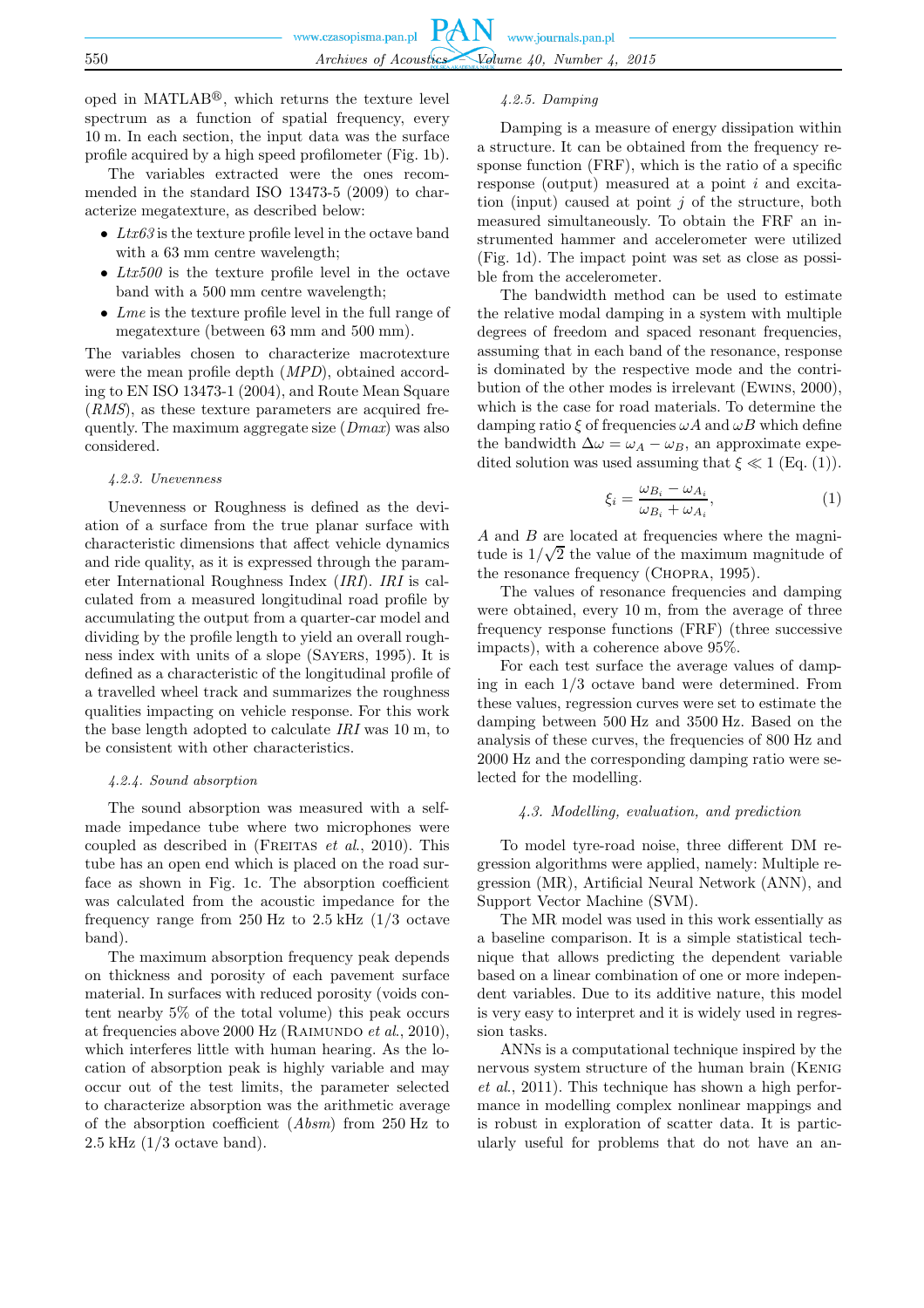oped in MATLAB®, which returns the texture level spectrum as a function of spatial frequency, every 10 m. In each section, the input data was the surface profile acquired by a high speed profilometer (Fig. 1b).

The variables extracted were the ones recommended in the standard ISO 13473-5 (2009) to characterize megatexture, as described below:

- *Ltx63* is the texture profile level in the octave band with a 63 mm centre wavelength;
- *Ltx500* is the texture profile level in the octave band with a 500 mm centre wavelength;
- *Lme* is the texture profile level in the full range of megatexture (between 63 mm and 500 mm).

The variables chosen to characterize macrotexture were the mean profile depth (*MPD*), obtained according to EN ISO 13473-1 (2004), and Route Mean Square (*RMS*), as these texture parameters are acquired frequently. The maximum aggregate size (*Dmax*) was also considered.

#### 4.2.3. Unevenness

Unevenness or Roughness is defined as the deviation of a surface from the true planar surface with characteristic dimensions that affect vehicle dynamics and ride quality, as it is expressed through the parameter International Roughness Index (*IRI*). *IRI* is calculated from a measured longitudinal road profile by accumulating the output from a quarter-car model and dividing by the profile length to yield an overall roughness index with units of a slope (Sayers, 1995). It is defined as a characteristic of the longitudinal profile of a travelled wheel track and summarizes the roughness qualities impacting on vehicle response. For this work the base length adopted to calculate *IRI* was 10 m, to be consistent with other characteristics.

#### 4.2.4. Sound absorption

The sound absorption was measured with a self-made impedance tube where two microphones were coupled as described in (Freitas *et al.*, 2010). This tube has an open end which is placed on the road surface as shown in Fig. 1c. The absorption coefficient was calculated from the acoustic impedance for the frequency range from 250 Hz to 2.5 kHz (1/3 octave band).

The maximum absorption frequency peak depends on thickness and porosity of each pavement surface material. In surfaces with reduced porosity (voids content nearby 5% of the total volume) this peak occurs at frequencies above 2000 Hz (Raimundo *et al.*, 2010), which interferes little with human hearing. As the location of absorption peak is highly variable and may occur out of the test limits, the parameter selected to characterize absorption was the arithmetic average of the absorption coefficient (*Absm*) from 250 Hz to 2.5 kHz (1/3 octave band).

#### 4.2.5. Damping

Damping is a measure of energy dissipation within a structure. It can be obtained from the frequency response function (FRF), which is the ratio of a specific response (output) measured at a point $i$ and excitation (input) caused at point $j$ of the structure, both measured simultaneously. To obtain the FRF an instrumented hammer and accelerometer were utilized (Fig. 1d). The impact point was set as close as possible from the accelerometer.

The bandwidth method can be used to estimate the relative modal damping in a system with multiple degrees of freedom and spaced resonant frequencies, assuming that in each band of the resonance, response is dominated by the respective mode and the contribution of the other modes is irrelevant (Ewins, 2000), which is the case for road materials. To determine the damping ratio $\xi$ of frequencies $\omega A$ and $\omega B$ which define the bandwidth $\Delta\omega = \omega_A - \omega_B$, an approximate expedited solution was used assuming that $\xi \ll 1$ (Eq. (1)).

$$\xi_i = \frac{\omega_{B_i} - \omega_{A_i}}{\omega_{B_i} + \omega_{A_i}}, \tag{1}$$

$A$ and $B$ are located at frequencies where the magnitude is $1/\sqrt{2}$ the value of the maximum magnitude of the resonance frequency (Chopra, 1995).

The values of resonance frequencies and damping were obtained, every 10 m, from the average of three frequency response functions (FRF) (three successive impacts), with a coherence above 95%.

For each test surface the average values of damping in each 1/3 octave band were determined. From these values, regression curves were set to estimate the damping between 500 Hz and 3500 Hz. Based on the analysis of these curves, the frequencies of 800 Hz and 2000 Hz and the corresponding damping ratio were selected for the modelling.

### 4.3. Modelling, evaluation, and prediction

To model tyre-road noise, three different DM regression algorithms were applied, namely: Multiple regression (MR), Artificial Neural Network (ANN), and Support Vector Machine (SVM).

The MR model was used in this work essentially as a baseline comparison. It is a simple statistical technique that allows predicting the dependent variable based on a linear combination of one or more independent variables. Due to its additive nature, this model is very easy to interpret and it is widely used in regression tasks.

ANNs is a computational technique inspired by the nervous system structure of the human brain (Kenig *et al.*, 2011). This technique has shown a high performance in modelling complex nonlinear mappings and is robust in exploration of scatter data. It is particularly useful for problems that do not have an an-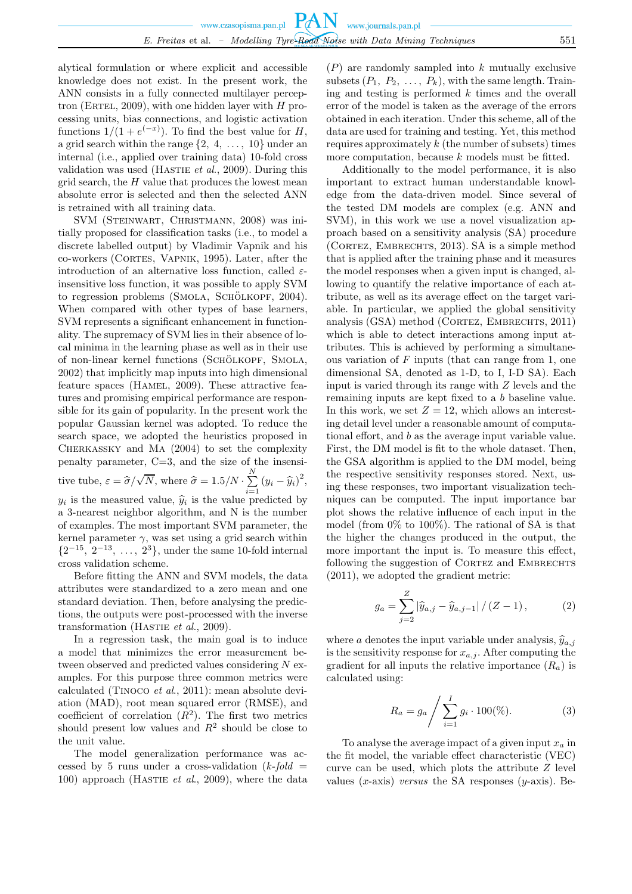alytical formulation or where explicit and accessible knowledge does not exist. In the present work, the ANN consists in a fully connected multilayer perceptron (Ertel, 2009), with one hidden layer with $H$ processing units, bias connections, and logistic activation functions $1/(1+e^{(-x)})$. To find the best value for $H$, a grid search within the range $\{2, 4, \ldots, 10\}$ under an internal (i.e., applied over training data) 10-fold cross validation was used (Hastie *et al.*, 2009). During this grid search, the $H$ value that produces the lowest mean absolute error is selected and then the selected ANN is retrained with all training data.

SVM (Steinwart, Christmann, 2008) was initially proposed for classification tasks (i.e., to model a discrete labelled output) by Vladimir Vapnik and his co-workers (Cortes, Vapnik, 1995). Later, after the introduction of an alternative loss function, called $\varepsilon$-insensitive loss function, it was possible to apply SVM to regression problems (Smola, Schölkopf, 2004). When compared with other types of base learners, SVM represents a significant enhancement in functionality. The supremacy of SVM lies in their absence of local minima in the learning phase as well as in their use of non-linear kernel functions (Schölkopf, Smola, 2002) that implicitly map inputs into high dimensional feature spaces (Hamel, 2009). These attractive features and promising empirical performance are responsible for its gain of popularity. In the present work the popular Gaussian kernel was adopted. To reduce the search space, we adopted the heuristics proposed in Cherkassky and Ma (2004) to set the complexity penalty parameter, C=3, and the size of the insensitive tube, $\varepsilon = \widehat{\sigma}/\sqrt{N}$, where $\widehat{\sigma} = 1.5/N \cdot \sum_{i=1}^{N} (y_i - \widehat{y}_i)^2$, $y_i$ is the measured value, $\widehat{y}_i$ is the value predicted by a 3-nearest neighbor algorithm, and N is the number of examples. The most important SVM parameter, the kernel parameter $\gamma$, was set using a grid search within $\{2^{-15}, 2^{-13}, \ldots, 2^{3}\}$, under the same 10-fold internal cross validation scheme.

Before fitting the ANN and SVM models, the data attributes were standardized to a zero mean and one standard deviation. Then, before analysing the predictions, the outputs were post-processed with the inverse transformation (Hastie *et al.*, 2009).

In a regression task, the main goal is to induce a model that minimizes the error measurement between observed and predicted values considering $N$ examples. For this purpose three common metrics were calculated (Tinoco *et al.*, 2011): mean absolute deviation (MAD), root mean squared error (RMSE), and coefficient of correlation ($R^2$). The first two metrics should present low values and $R^2$ should be close to the unit value.

The model generalization performance was accessed by 5 runs under a cross-validation (*k-fold* = 100) approach (Hastie *et al.*, 2009), where the data ($P$) are randomly sampled into $k$ mutually exclusive subsets ($P_1$, $P_2$, ..., $P_k$), with the same length. Training and testing is performed $k$ times and the overall error of the model is taken as the average of the errors obtained in each iteration. Under this scheme, all of the data are used for training and testing. Yet, this method requires approximately $k$ (the number of subsets) times more computation, because $k$ models must be fitted.

Additionally to the model performance, it is also important to extract human understandable knowledge from the data-driven model. Since several of the tested DM models are complex (e.g. ANN and SVM), in this work we use a novel visualization approach based on a sensitivity analysis (SA) procedure (Cortez, Embrechts, 2013). SA is a simple method that is applied after the training phase and it measures the model responses when a given input is changed, allowing to quantify the relative importance of each attribute, as well as its average effect on the target variable. In particular, we applied the global sensitivity analysis (GSA) method (Cortez, Embrechts, 2011) which is able to detect interactions among input attributes. This is achieved by performing a simultaneous variation of $F$ inputs (that can range from 1, one dimensional SA, denoted as 1-D, to I, I-D SA). Each input is varied through its range with $Z$ levels and the remaining inputs are kept fixed to a $b$ baseline value. In this work, we set $Z = 12$, which allows an interesting detail level under a reasonable amount of computational effort, and $b$ as the average input variable value. First, the DM model is fit to the whole dataset. Then, the GSA algorithm is applied to the DM model, being the respective sensitivity responses stored. Next, using these responses, two important visualization techniques can be computed. The input importance bar plot shows the relative influence of each input in the model (from 0% to 100%). The rational of SA is that the higher the changes produced in the output, the more important the input is. To measure this effect, following the suggestion of Cortez and Embrechts (2011), we adopted the gradient metric:

$$g_a = \sum_{j=2}^{Z} \left| \widehat{y}_{a,j} - \widehat{y}_{a,j-1} \right| / (Z-1), \tag{2}$$

where $a$ denotes the input variable under analysis, $\widehat{y}_{a,j}$ is the sensitivity response for $x_{a,j}$. After computing the gradient for all inputs the relative importance ($R_a$) is calculated using:

$$R_a = g_a \bigg/ \sum_{i=1}^{I} g_i \cdot 100(\%). \tag{3}$$

To analyse the average impact of a given input $x_a$ in the fit model, the variable effect characteristic (VEC) curve can be used, which plots the attribute $Z$ level values ($x$-axis) *versus* the SA responses ($y$-axis). Be-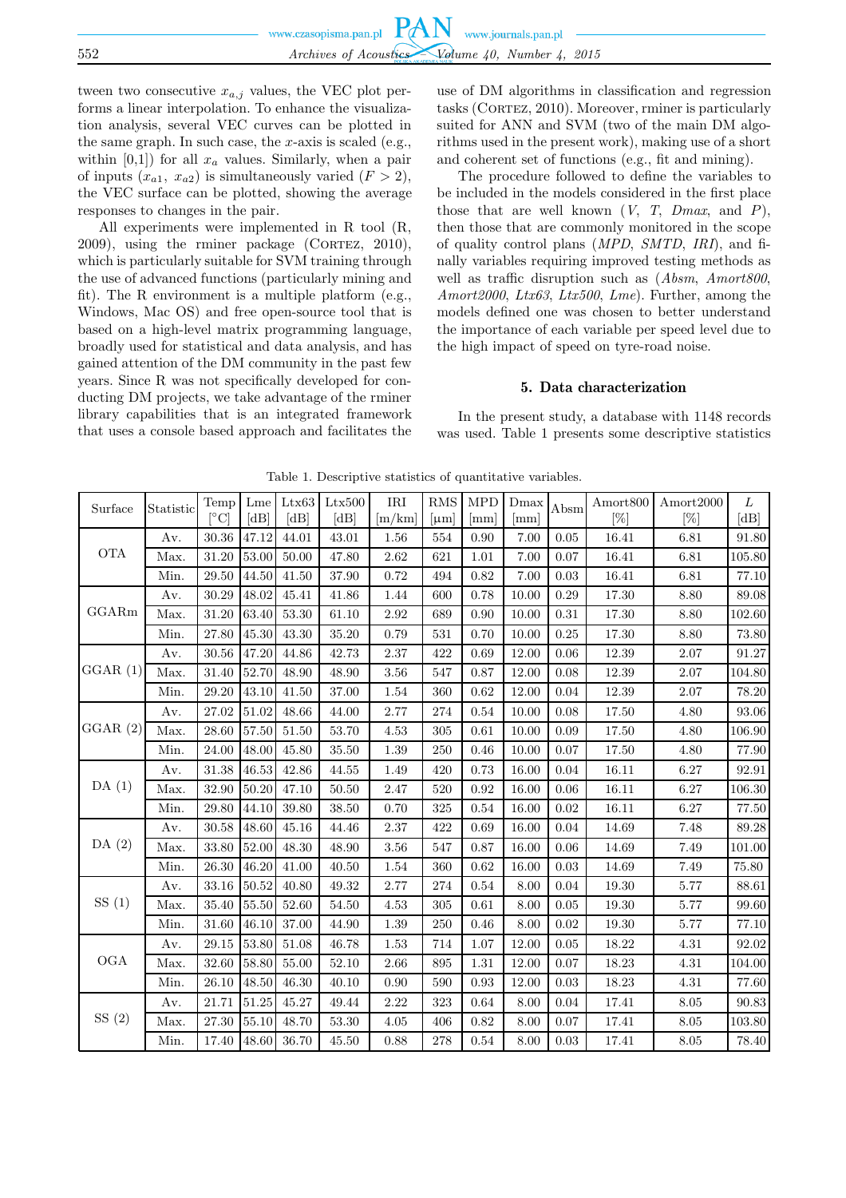tween two consecutive $x_{a,j}$ values, the VEC plot performs a linear interpolation. To enhance the visualization analysis, several VEC curves can be plotted in the same graph. In such case, the $x$-axis is scaled (e.g., within [0,1]) for all $x_a$ values. Similarly, when a pair of inputs ($x_{a1}$, $x_{a2}$) is simultaneously varied ($F > 2$), the VEC surface can be plotted, showing the average responses to changes in the pair.

All experiments were implemented in R tool (R, 2009), using the rminer package (Cortez, 2010), which is particularly suitable for SVM training through the use of advanced functions (particularly mining and fit). The R environment is a multiple platform (e.g., Windows, Mac OS) and free open-source tool that is based on a high-level matrix programming language, broadly used for statistical and data analysis, and has gained attention of the DM community in the past few years. Since R was not specifically developed for conducting DM projects, we take advantage of the rminer library capabilities that is an integrated framework that uses a console based approach and facilitates the use of DM algorithms in classification and regression tasks (Cortez, 2010). Moreover, rminer is particularly suited for ANN and SVM (two of the main DM algorithms used in the present work), making use of a short and coherent set of functions (e.g., fit and mining).

The procedure followed to define the variables to be included in the models considered in the first place those that are well known (*V*, *T*, *Dmax*, and *P*), then those that are commonly monitored in the scope of quality control plans (*MPD*, *SMTD*, *IRI*), and finally variables requiring improved testing methods as well as traffic disruption such as (*Absm*, *Amort800*, *Amort2000*, *Ltx63*, *Ltx500*, *Lme*). Further, among the models defined one was chosen to better understand the importance of each variable per speed level due to the high impact of speed on tyre-road noise.

## 5. Data characterization

In the present study, a database with 1148 records was used. Table 1 presents some descriptive statistics

Table 1. Descriptive statistics of quantitative variables.

| Surface | Statistic | Temp [°C] | Lme [dB] | Ltx63 [dB] | Ltx500 [dB] | IRI [m/km] | RMS [μm] | MPD [mm] | Dmax [mm] | Absm | Amort800 [%] | Amort2000 [%] | *L* [dB] |
|---|---|---|---|---|---|---|---|---|---|---|---|---|---|
| OTA | Av. | 30.36 | 47.12 | 44.01 | 43.01 | 1.56 | 554 | 0.90 | 7.00 | 0.05 | 16.41 | 6.81 | 91.80 |
| | Max. | 31.20 | 53.00 | 50.00 | 47.80 | 2.62 | 621 | 1.01 | 7.00 | 0.07 | 16.41 | 6.81 | 105.80 |
| | Min. | 29.50 | 44.50 | 41.50 | 37.90 | 0.72 | 494 | 0.82 | 7.00 | 0.03 | 16.41 | 6.81 | 77.10 |
| GGARm | Av. | 30.29 | 48.02 | 45.41 | 41.86 | 1.44 | 600 | 0.78 | 10.00 | 0.29 | 17.30 | 8.80 | 89.08 |
| | Max. | 31.20 | 63.40 | 53.30 | 61.10 | 2.92 | 689 | 0.90 | 10.00 | 0.31 | 17.30 | 8.80 | 102.60 |
| | Min. | 27.80 | 45.30 | 43.30 | 35.20 | 0.79 | 531 | 0.70 | 10.00 | 0.25 | 17.30 | 8.80 | 73.80 |
| GGAR (1) | Av. | 30.56 | 47.20 | 44.86 | 42.73 | 2.37 | 422 | 0.69 | 12.00 | 0.06 | 12.39 | 2.07 | 91.27 |
| | Max. | 31.40 | 52.70 | 48.90 | 48.90 | 3.56 | 547 | 0.87 | 12.00 | 0.08 | 12.39 | 2.07 | 104.80 |
| | Min. | 29.20 | 43.10 | 41.50 | 37.00 | 1.54 | 360 | 0.62 | 12.00 | 0.04 | 12.39 | 2.07 | 78.20 |
| GGAR (2) | Av. | 27.02 | 51.02 | 48.66 | 44.00 | 2.77 | 274 | 0.54 | 10.00 | 0.08 | 17.50 | 4.80 | 93.06 |
| | Max. | 28.60 | 57.50 | 51.50 | 53.70 | 4.53 | 305 | 0.61 | 10.00 | 0.09 | 17.50 | 4.80 | 106.90 |
| | Min. | 24.00 | 48.00 | 45.80 | 35.50 | 1.39 | 250 | 0.46 | 10.00 | 0.07 | 17.50 | 4.80 | 77.90 |
| DA (1) | Av. | 31.38 | 46.53 | 42.86 | 44.55 | 1.49 | 420 | 0.73 | 16.00 | 0.04 | 16.11 | 6.27 | 92.91 |
| | Max. | 32.90 | 50.20 | 47.10 | 50.50 | 2.47 | 520 | 0.92 | 16.00 | 0.06 | 16.11 | 6.27 | 106.30 |
| | Min. | 29.80 | 44.10 | 39.80 | 38.50 | 0.70 | 325 | 0.54 | 16.00 | 0.02 | 16.11 | 6.27 | 77.50 |
| DA (2) | Av. | 30.58 | 48.60 | 45.16 | 44.46 | 2.37 | 422 | 0.69 | 16.00 | 0.04 | 14.69 | 7.48 | 89.28 |
| | Max. | 33.80 | 52.00 | 48.30 | 48.90 | 3.56 | 547 | 0.87 | 16.00 | 0.06 | 14.69 | 7.49 | 101.00 |
| | Min. | 26.30 | 46.20 | 41.00 | 40.50 | 1.54 | 360 | 0.62 | 16.00 | 0.03 | 14.69 | 7.49 | 75.80 |
| SS (1) | Av. | 33.16 | 50.52 | 40.80 | 49.32 | 2.77 | 274 | 0.54 | 8.00 | 0.04 | 19.30 | 5.77 | 88.61 |
| | Max. | 35.40 | 55.50 | 52.60 | 54.50 | 4.53 | 305 | 0.61 | 8.00 | 0.05 | 19.30 | 5.77 | 99.60 |
| | Min. | 31.60 | 46.10 | 37.00 | 44.90 | 1.39 | 250 | 0.46 | 8.00 | 0.02 | 19.30 | 5.77 | 77.10 |
| OGA | Av. | 29.15 | 53.80 | 51.08 | 46.78 | 1.53 | 714 | 1.07 | 12.00 | 0.05 | 18.22 | 4.31 | 92.02 |
| | Max. | 32.60 | 58.80 | 55.00 | 52.10 | 2.66 | 895 | 1.31 | 12.00 | 0.07 | 18.23 | 4.31 | 104.00 |
| | Min. | 26.10 | 48.50 | 46.30 | 40.10 | 0.90 | 590 | 0.93 | 12.00 | 0.03 | 18.23 | 4.31 | 77.60 |
| SS (2) | Av. | 21.71 | 51.25 | 45.27 | 49.44 | 2.22 | 323 | 0.64 | 8.00 | 0.04 | 17.41 | 8.05 | 90.83 |
| | Max. | 27.30 | 55.10 | 48.70 | 53.30 | 4.05 | 406 | 0.82 | 8.00 | 0.07 | 17.41 | 8.05 | 103.80 |
| | Min. | 17.40 | 48.60 | 36.70 | 45.50 | 0.88 | 278 | 0.54 | 8.00 | 0.03 | 17.41 | 8.05 | 78.40 |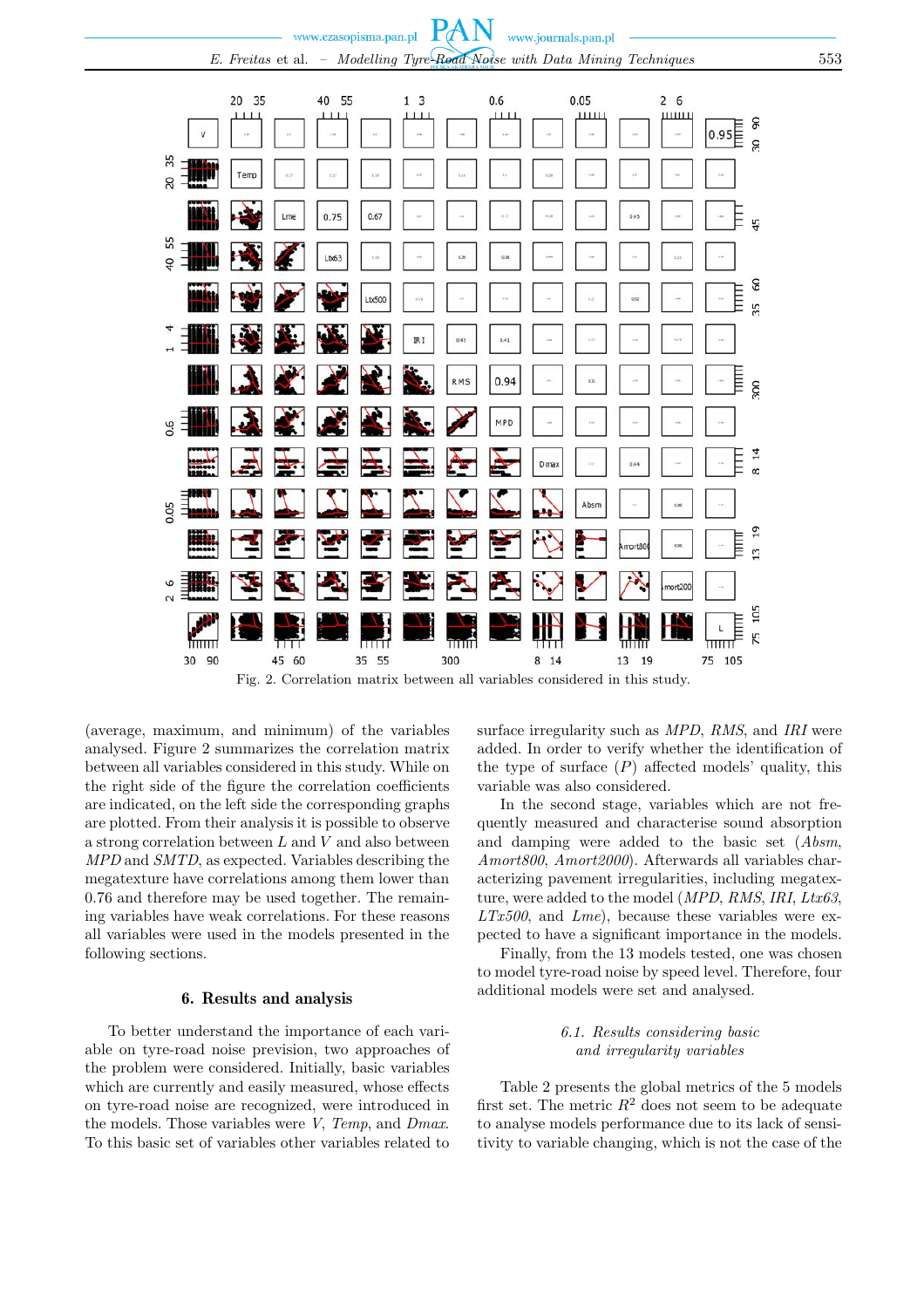Fig. 2. Correlation matrix between all variables considered in this study.

(average, maximum, and minimum) of the variables analysed. Figure 2 summarizes the correlation matrix between all variables considered in this study. While on the right side of the figure the correlation coefficients are indicated, on the left side the corresponding graphs are plotted. From their analysis it is possible to observe a strong correlation between *L* and *V* and also between *MPD* and *SMTD*, as expected. Variables describing the megatexture have correlations among them lower than 0.76 and therefore may be used together. The remaining variables have weak correlations. For these reasons all variables were used in the models presented in the following sections.

### 6. Results and analysis

To better understand the importance of each variable on tyre-road noise prevision, two approaches of the problem were considered. Initially, basic variables which are currently and easily measured, whose effects on tyre-road noise are recognized, were introduced in the models. Those variables were *V*, *Temp*, and *Dmax*. To this basic set of variables other variables related to surface irregularity such as *MPD*, *RMS*, and *IRI* were added. In order to verify whether the identification of the type of surface (*P*) affected models' quality, this variable was also considered.

In the second stage, variables which are not frequently measured and characterise sound absorption and damping were added to the basic set (*Absm*, *Amort800*, *Amort2000*). Afterwards all variables characterizing pavement irregularities, including megatexture, were added to the model (*MPD*, *RMS*, *IRI*, *Ltx63*, *LTx500*, and *Lme*), because these variables were expected to have a significant importance in the models.

Finally, from the 13 models tested, one was chosen to model tyre-road noise by speed level. Therefore, four additional models were set and analysed.

#### *6.1. Results considering basic and irregularity variables*

Table 2 presents the global metrics of the 5 models first set. The metric $R^2$ does not seem to be adequate to analyse models performance due to its lack of sensitivity to variable changing, which is not the case of the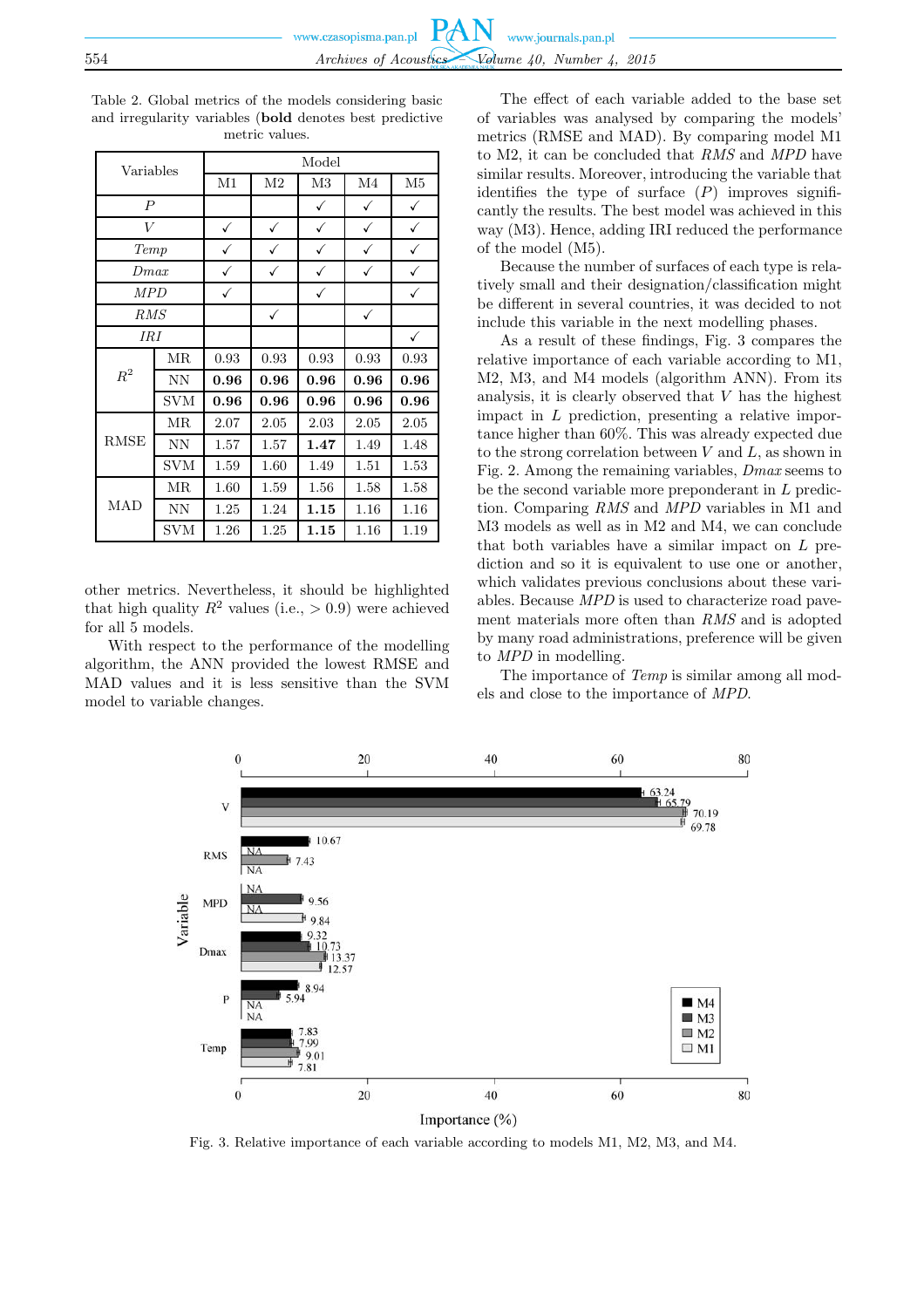Table 2. Global metrics of the models considering basic and irregularity variables (**bold** denotes best predictive metric values.

| Variables | | Model | | | | |
|---|---|---|---|---|---|---|
| | | M1 | M2 | M3 | M4 | M5 |
| *P* | | | | ✓ | ✓ | ✓ |
| *V* | | ✓ | ✓ | ✓ | ✓ | ✓ |
| *Temp* | | ✓ | ✓ | ✓ | ✓ | ✓ |
| *Dmax* | | ✓ | ✓ | ✓ | ✓ | ✓ |
| *MPD* | | ✓ | | ✓ | | ✓ |
| *RMS* | | | ✓ | | ✓ | |
| *IRI* | | | | | | ✓ |
| $R^2$ | MR | 0.93 | 0.93 | 0.93 | 0.93 | 0.93 |
| | NN | **0.96** | **0.96** | **0.96** | **0.96** | **0.96** |
| | SVM | **0.96** | **0.96** | **0.96** | **0.96** | **0.96** |
| RMSE | MR | 2.07 | 2.05 | 2.03 | 2.05 | 2.05 |
| | NN | 1.57 | 1.57 | **1.47** | 1.49 | 1.48 |
| | SVM | 1.59 | 1.60 | 1.49 | 1.51 | 1.53 |
| MAD | MR | 1.60 | 1.59 | 1.56 | 1.58 | 1.58 |
| | NN | 1.25 | 1.24 | **1.15** | 1.16 | 1.16 |
| | SVM | 1.26 | 1.25 | **1.15** | 1.16 | 1.19 |

other metrics. Nevertheless, it should be highlighted that high quality $R^2$ values (i.e., $> 0.9$) were achieved for all 5 models.

With respect to the performance of the modelling algorithm, the ANN provided the lowest RMSE and MAD values and it is less sensitive than the SVM model to variable changes.

The effect of each variable added to the base set of variables was analysed by comparing the models' metrics (RMSE and MAD). By comparing model M1 to M2, it can be concluded that *RMS* and *MPD* have similar results. Moreover, introducing the variable that identifies the type of surface ($P$) improves significantly the results. The best model was achieved in this way (M3). Hence, adding IRI reduced the performance of the model (M5).

Because the number of surfaces of each type is relatively small and their designation/classification might be different in several countries, it was decided to not include this variable in the next modelling phases.

As a result of these findings, Fig. 3 compares the relative importance of each variable according to M1, M2, M3, and M4 models (algorithm ANN). From its analysis, it is clearly observed that $V$ has the highest impact in $L$ prediction, presenting a relative importance higher than 60%. This was already expected due to the strong correlation between $V$ and $L$, as shown in Fig. 2. Among the remaining variables, *Dmax* seems to be the second variable more preponderant in $L$ prediction. Comparing *RMS* and *MPD* variables in M1 and M3 models as well as in M2 and M4, we can conclude that both variables have a similar impact on $L$ prediction and so it is equivalent to use one or another, which validates previous conclusions about these variables. Because *MPD* is used to characterize road pavement materials more often than *RMS* and is adopted by many road administrations, preference will be given to *MPD* in modelling.

The importance of *Temp* is similar among all models and close to the importance of *MPD*.

Fig. 3. Relative importance of each variable according to models M1, M2, M3, and M4.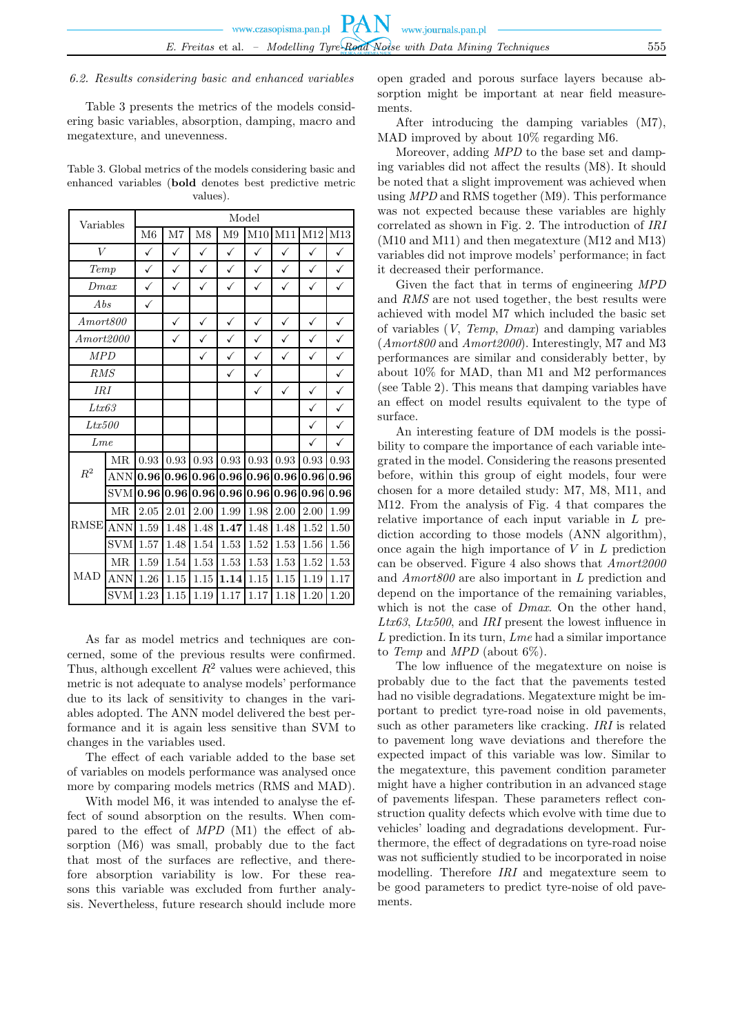*6.2. Results considering basic and enhanced variables*

Table 3 presents the metrics of the models considering basic variables, absorption, damping, macro and megatexture, and unevenness.

Table 3. Global metrics of the models considering basic and enhanced variables (**bold** denotes best predictive metric values).

| Variables | | Model | | | | | | | |
|---|---|---|---|---|---|---|---|---|---|
| | | M6 | M7 | M8 | M9 | M10 | M11 | M12 | M13 |
| *V* | | ✓ | ✓ | ✓ | ✓ | ✓ | ✓ | ✓ | ✓ |
| *Temp* | | ✓ | ✓ | ✓ | ✓ | ✓ | ✓ | ✓ | ✓ |
| *Dmax* | | ✓ | ✓ | ✓ | ✓ | ✓ | ✓ | ✓ | ✓ |
| *Abs* | | ✓ | | | | | | | |
| *Amort800* | | | ✓ | ✓ | ✓ | ✓ | ✓ | ✓ | ✓ |
| *Amort2000* | | | ✓ | ✓ | ✓ | ✓ | ✓ | ✓ | ✓ |
| *MPD* | | | | ✓ | ✓ | ✓ | ✓ | ✓ | ✓ |
| *RMS* | | | | | ✓ | ✓ | | | ✓ |
| *IRI* | | | | | | ✓ | ✓ | ✓ | ✓ |
| *Ltx63* | | | | | | | | ✓ | ✓ |
| *Ltx500* | | | | | | | | ✓ | ✓ |
| *Lme* | | | | | | | | ✓ | ✓ |
| $R^2$ | MR | 0.93 | 0.93 | 0.93 | 0.93 | 0.93 | 0.93 | 0.93 | 0.93 |
| | ANN | **0.96** | **0.96** | **0.96** | **0.96** | **0.96** | **0.96** | **0.96** | **0.96** |
| | SVM | **0.96** | **0.96** | **0.96** | **0.96** | **0.96** | **0.96** | **0.96** | **0.96** |
| RMSE | MR | 2.05 | 2.01 | 2.00 | 1.99 | 1.98 | 2.00 | 2.00 | 1.99 |
| | ANN | 1.59 | 1.48 | 1.48 | **1.47** | 1.48 | 1.48 | 1.52 | 1.50 |
| | SVM | 1.57 | 1.48 | 1.54 | 1.53 | 1.52 | 1.53 | 1.56 | 1.56 |
| MAD | MR | 1.59 | 1.54 | 1.53 | 1.53 | 1.53 | 1.53 | 1.52 | 1.53 |
| | ANN | 1.26 | 1.15 | 1.15 | **1.14** | 1.15 | 1.15 | 1.19 | 1.17 |
| | SVM | 1.23 | 1.15 | 1.19 | 1.17 | 1.17 | 1.18 | 1.20 | 1.20 |

As far as model metrics and techniques are concerned, some of the previous results were confirmed. Thus, although excellent $R^2$ values were achieved, this metric is not adequate to analyse models' performance due to its lack of sensitivity to changes in the variables adopted. The ANN model delivered the best performance and it is again less sensitive than SVM to changes in the variables used.

The effect of each variable added to the base set of variables on models performance was analysed once more by comparing models metrics (RMS and MAD).

With model M6, it was intended to analyse the effect of sound absorption on the results. When compared to the effect of *MPD* (M1) the effect of absorption (M6) was small, probably due to the fact that most of the surfaces are reflective, and therefore absorption variability is low. For these reasons this variable was excluded from further analysis. Nevertheless, future research should include more open graded and porous surface layers because absorption might be important at near field measurements.

After introducing the damping variables (M7), MAD improved by about 10% regarding M6.

Moreover, adding *MPD* to the base set and damping variables did not affect the results (M8). It should be noted that a slight improvement was achieved when using *MPD* and RMS together (M9). This performance was not expected because these variables are highly correlated as shown in Fig. 2. The introduction of *IRI* (M10 and M11) and then megatexture (M12 and M13) variables did not improve models' performance; in fact it decreased their performance.

Given the fact that in terms of engineering *MPD* and *RMS* are not used together, the best results were achieved with model M7 which included the basic set of variables (*V*, *Temp*, *Dmax*) and damping variables (*Amort800* and *Amort2000*). Interestingly, M7 and M3 performances are similar and considerably better, by about 10% for MAD, than M1 and M2 performances (see Table 2). This means that damping variables have an effect on model results equivalent to the type of surface.

An interesting feature of DM models is the possibility to compare the importance of each variable integrated in the model. Considering the reasons presented before, within this group of eight models, four were chosen for a more detailed study: M7, M8, M11, and M12. From the analysis of Fig. 4 that compares the relative importance of each input variable in *L* prediction according to those models (ANN algorithm), once again the high importance of *V* in *L* prediction can be observed. Figure 4 also shows that *Amort2000* and *Amort800* are also important in *L* prediction and depend on the importance of the remaining variables, which is not the case of *Dmax*. On the other hand, *Ltx63*, *Ltx500*, and *IRI* present the lowest influence in *L* prediction. In its turn, *Lme* had a similar importance to *Temp* and *MPD* (about 6%).

The low influence of the megatexture on noise is probably due to the fact that the pavements tested had no visible degradations. Megatexture might be important to predict tyre-road noise in old pavements, such as other parameters like cracking. *IRI* is related to pavement long wave deviations and therefore the expected impact of this variable was low. Similar to the megatexture, this pavement condition parameter might have a higher contribution in an advanced stage of pavements lifespan. These parameters reflect construction quality defects which evolve with time due to vehicles' loading and degradations development. Furthermore, the effect of degradations on tyre-road noise was not sufficiently studied to be incorporated in noise modelling. Therefore *IRI* and megatexture seem to be good parameters to predict tyre-noise of old pavements.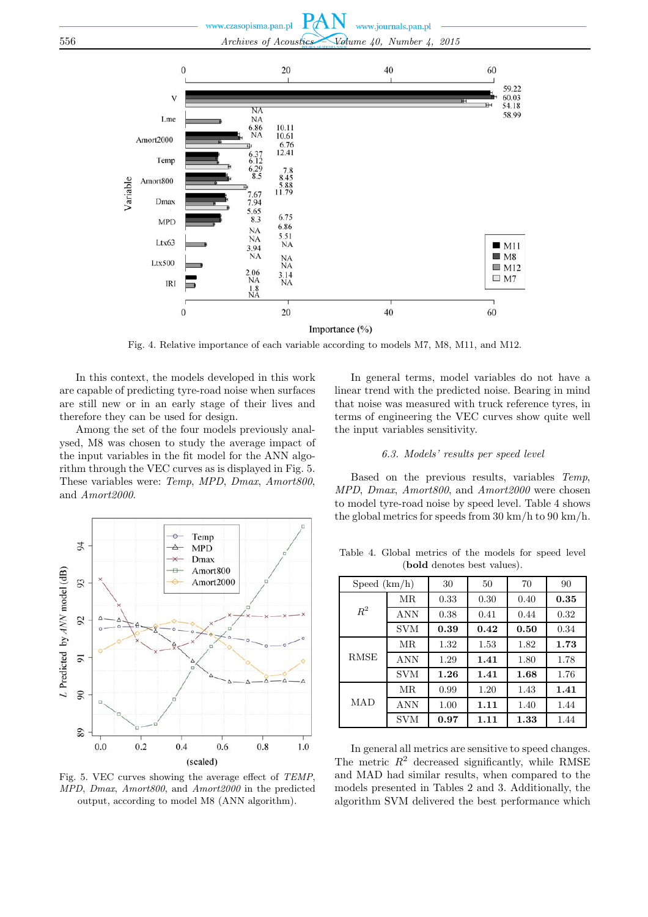Fig. 4. Relative importance of each variable according to models M7, M8, M11, and M12.

In this context, the models developed in this work are capable of predicting tyre-road noise when surfaces are still new or in an early stage of their lives and therefore they can be used for design.

Among the set of the four models previously analysed, M8 was chosen to study the average impact of the input variables in the fit model for the ANN algorithm through the VEC curves as is displayed in Fig. 5. These variables were: *Temp*, *MPD*, *Dmax*, *Amort800*, and *Amort2000*.

Fig. 5. VEC curves showing the average effect of *TEMP*, *MPD*, *Dmax*, *Amort800*, and *Amort2000* in the predicted output, according to model M8 (ANN algorithm).

In general terms, model variables do not have a linear trend with the predicted noise. Bearing in mind that noise was measured with truck reference tyres, in terms of engineering the VEC curves show quite well the input variables sensitivity.

### 6.3. Models' results per speed level

Based on the previous results, variables *Temp*, *MPD*, *Dmax*, *Amort800*, and *Amort2000* were chosen to model tyre-road noise by speed level. Table 4 shows the global metrics for speeds from 30 km/h to 90 km/h.

Table 4. Global metrics of the models for speed level (**bold** denotes best values).

| Speed (km/h) | | 30 | 50 | 70 | 90 |
|---|---|---|---|---|---|
| $R^2$ | MR | 0.33 | 0.30 | 0.40 | **0.35** |
| | ANN | 0.38 | 0.41 | 0.44 | 0.32 |
| | SVM | **0.39** | **0.42** | **0.50** | 0.34 |
| RMSE | MR | 1.32 | 1.53 | 1.82 | **1.73** |
| | ANN | 1.29 | **1.41** | 1.80 | 1.78 |
| | SVM | **1.26** | **1.41** | **1.68** | 1.76 |
| MAD | MR | 0.99 | 1.20 | 1.43 | **1.41** |
| | ANN | 1.00 | **1.11** | 1.40 | 1.44 |
| | SVM | **0.97** | **1.11** | **1.33** | 1.44 |

In general all metrics are sensitive to speed changes. The metric $R^2$ decreased significantly, while RMSE and MAD had similar results, when compared to the models presented in Tables 2 and 3. Additionally, the algorithm SVM delivered the best performance which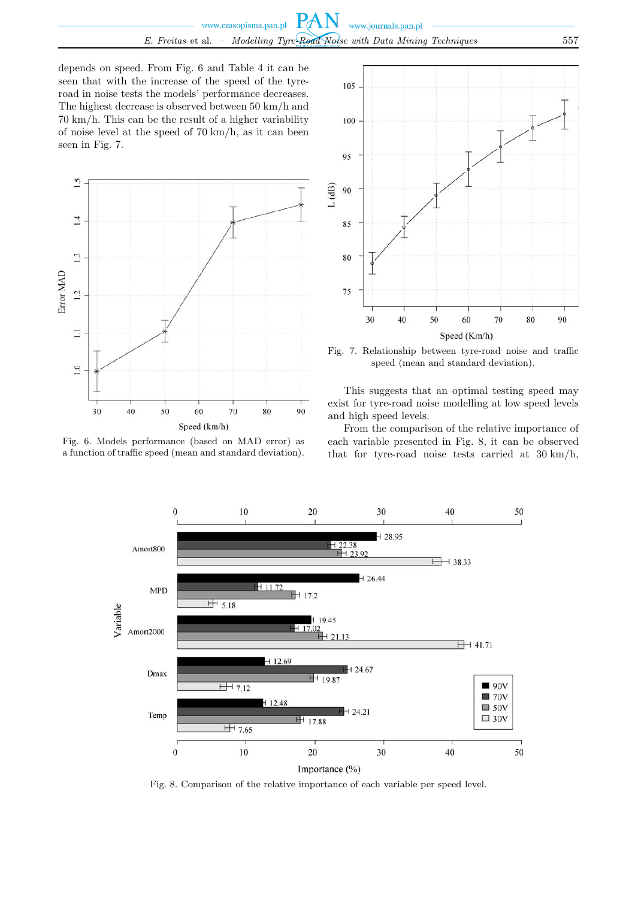depends on speed. From Fig. 6 and Table 4 it can be seen that with the increase of the speed of the tyre-road in noise tests the models' performance decreases. The highest decrease is observed between 50 km/h and 70 km/h. This can be the result of a higher variability of noise level at the speed of 70 km/h, as it can been seen in Fig. 7.

Fig. 6. Models performance (based on MAD error) as a function of traffic speed (mean and standard deviation).

Fig. 7. Relationship between tyre-road noise and traffic speed (mean and standard deviation).

This suggests that an optimal testing speed may exist for tyre-road noise modelling at low speed levels and high speed levels.

From the comparison of the relative importance of each variable presented in Fig. 8, it can be observed that for tyre-road noise tests carried at 30 km/h,

Fig. 8. Comparison of the relative importance of each variable per speed level.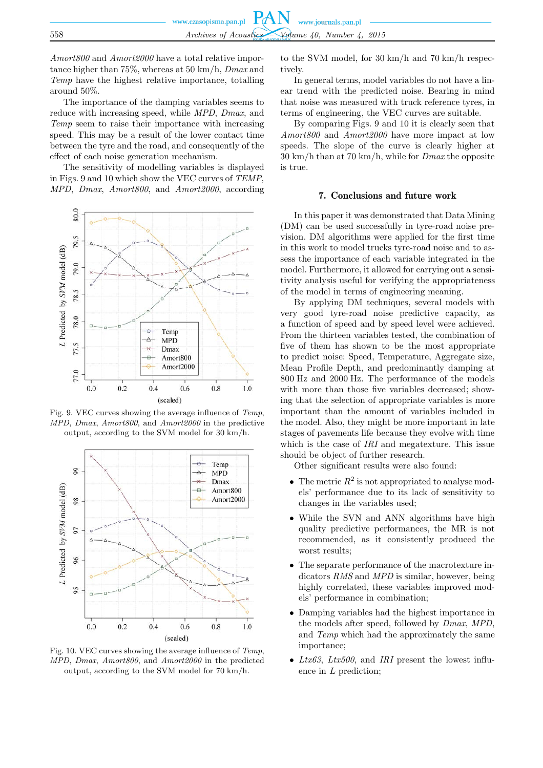*Amort800* and *Amort2000* have a total relative importance higher than 75%, whereas at 50 km/h, *Dmax* and *Temp* have the highest relative importance, totalling around 50%.

The importance of the damping variables seems to reduce with increasing speed, while *MPD*, *Dmax*, and *Temp* seem to raise their importance with increasing speed. This may be a result of the lower contact time between the tyre and the road, and consequently of the effect of each noise generation mechanism.

The sensitivity of modelling variables is displayed in Figs. 9 and 10 which show the VEC curves of *TEMP*, *MPD*, *Dmax*, *Amort800*, and *Amort2000*, according to the SVM model, for 30 km/h and 70 km/h respectively.

Fig. 9. VEC curves showing the average influence of *Temp*, *MPD*, *Dmax*, *Amort800*, and *Amort2000* in the predictive output, according to the SVM model for 30 km/h.

Fig. 10. VEC curves showing the average influence of *Temp*, *MPD*, *Dmax*, *Amort800*, and *Amort2000* in the predicted output, according to the SVM model for 70 km/h.

In general terms, model variables do not have a linear trend with the predicted noise. Bearing in mind that noise was measured with truck reference tyres, in terms of engineering, the VEC curves are suitable.

By comparing Figs. 9 and 10 it is clearly seen that *Amort800* and *Amort2000* have more impact at low speeds. The slope of the curve is clearly higher at 30 km/h than at 70 km/h, while for *Dmax* the opposite is true.

## 7. Conclusions and future work

In this paper it was demonstrated that Data Mining (DM) can be used successfully in tyre-road noise prevision. DM algorithms were applied for the first time in this work to model trucks tyre-road noise and to assess the importance of each variable integrated in the model. Furthermore, it allowed for carrying out a sensitivity analysis useful for verifying the appropriateness of the model in terms of engineering meaning.

By applying DM techniques, several models with very good tyre-road noise predictive capacity, as a function of speed and by speed level were achieved. From the thirteen variables tested, the combination of five of them has shown to be the most appropriate to predict noise: Speed, Temperature, Aggregate size, Mean Profile Depth, and predominantly damping at 800 Hz and 2000 Hz. The performance of the models with more than those five variables decreased; showing that the selection of appropriate variables is more important than the amount of variables included in the model. Also, they might be more important in late stages of pavements life because they evolve with time which is the case of *IRI* and megatexture. This issue should be object of further research.

Other significant results were also found:

- The metric $R^2$ is not appropriated to analyse models' performance due to its lack of sensitivity to changes in the variables used;
- While the SVN and ANN algorithms have high quality predictive performances, the MR is not recommended, as it consistently produced the worst results;
- The separate performance of the macrotexture indicators *RMS* and *MPD* is similar, however, being highly correlated, these variables improved models' performance in combination;
- Damping variables had the highest importance in the models after speed, followed by *Dmax*, *MPD*, and *Temp* which had the approximately the same importance;
- *Ltx63*, *Ltx500*, and *IRI* present the lowest influence in *L* prediction;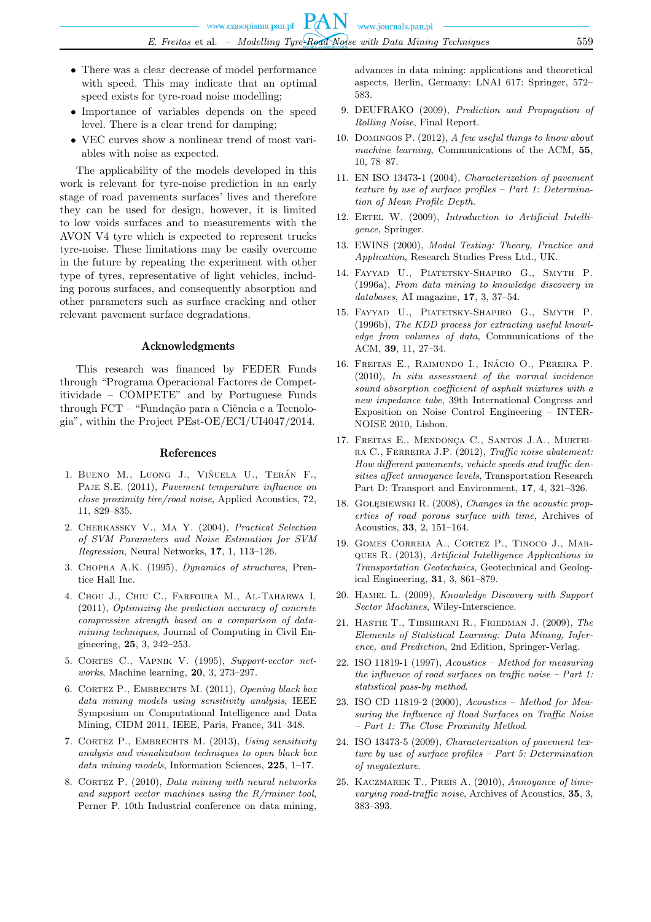- There was a clear decrease of model performance with speed. This may indicate that an optimal speed exists for tyre-road noise modelling;
- Importance of variables depends on the speed level. There is a clear trend for damping;
- VEC curves show a nonlinear trend of most variables with noise as expected.

The applicability of the models developed in this work is relevant for tyre-noise prediction in an early stage of road pavements surfaces' lives and therefore they can be used for design, however, it is limited to low voids surfaces and to measurements with the AVON V4 tyre which is expected to represent trucks tyre-noise. These limitations may be easily overcome in the future by repeating the experiment with other type of tyres, representative of light vehicles, including porous surfaces, and consequently absorption and other parameters such as surface cracking and other relevant pavement surface degradations.

## Acknowledgments

This research was financed by FEDER Funds through "Programa Operacional Factores de Competitividade – COMPETE" and by Portuguese Funds through FCT – "Fundação para a Ciência e a Tecnologia", within the Project PEst-OE/ECI/UI4047/2014.

## References

1. Bueno M., Luong J., Viñuela U., Terán F., Paje S.E. (2011), *Pavement temperature influence on close proximity tire/road noise*, Applied Acoustics, 72, 11, 829–835.
2. Cherkassky V., Ma Y. (2004), *Practical Selection of SVM Parameters and Noise Estimation for SVM Regression*, Neural Networks, **17**, 1, 113–126.
3. Chopra A.K. (1995), *Dynamics of structures*, Prentice Hall Inc.
4. Chou J., Chiu C., Farfoura M., Al-Taharwa I. (2011), *Optimizing the prediction accuracy of concrete compressive strength based on a comparison of data-mining techniques*, Journal of Computing in Civil Engineering, **25**, 3, 242–253.
5. Cortes C., Vapnik V. (1995), *Support-vector networks*, Machine learning, **20**, 3, 273–297.
6. Cortez P., Embrechts M. (2011), *Opening black box data mining models using sensitivity analysis*, IEEE Symposium on Computational Intelligence and Data Mining, CIDM 2011, IEEE, Paris, France, 341–348.
7. Cortez P., Embrechts M. (2013), *Using sensitivity analysis and visualization techniques to open black box data mining models*, Information Sciences, **225**, 1–17.
8. Cortez P. (2010), *Data mining with neural networks and support vector machines using the R/rminer tool*, Perner P. 10th Industrial conference on data mining, advances in data mining: applications and theoretical aspects, Berlin, Germany: LNAI 617: Springer, 572–583.
9. DEUFRAKO (2009), *Prediction and Propagation of Rolling Noise*, Final Report.
10. Domingos P. (2012), *A few useful things to know about machine learning*, Communications of the ACM, **55**, 10, 78–87.
11. EN ISO 13473-1 (2004), *Characterization of pavement texture by use of surface profiles – Part 1: Determination of Mean Profile Depth*.
12. Ertel W. (2009), *Introduction to Artificial Intelligence*, Springer.
13. EWINS (2000), *Modal Testing: Theory, Practice and Application*, Research Studies Press Ltd., UK.
14. Fayyad U., Piatetsky-Shapiro G., Smyth P. (1996a), *From data mining to knowledge discovery in databases*, AI magazine, **17**, 3, 37–54.
15. Fayyad U., Piatetsky-Shapiro G., Smyth P. (1996b), *The KDD process for extracting useful knowledge from volumes of data*, Communications of the ACM, **39**, 11, 27–34.
16. Freitas E., Raimundo I., Inácio O., Pereira P. (2010), *In situ assessment of the normal incidence sound absorption coefficient of asphalt mixtures with a new impedance tube*, 39th International Congress and Exposition on Noise Control Engineering – INTER-NOISE 2010, Lisbon.
17. Freitas E., Mendonça C., Santos J.A., Murteira C., Ferreira J.P. (2012), *Traffic noise abatement: How different pavements, vehicle speeds and traffic densities affect annoyance levels*, Transportation Research Part D: Transport and Environment, **17**, 4, 321–326.
18. Gołębiewski R. (2008), *Changes in the acoustic properties of road porous surface with time*, Archives of Acoustics, **33**, 2, 151–164.
19. Gomes Correia A., Cortez P., Tinoco J., Marques R. (2013), *Artificial Intelligence Applications in Transportation Geotechnics*, Geotechnical and Geological Engineering, **31**, 3, 861–879.
20. Hamel L. (2009), *Knowledge Discovery with Support Sector Machines*, Wiley-Interscience.
21. Hastie T., Tibshirani R., Friedman J. (2009), *The Elements of Statistical Learning: Data Mining, Inference, and Prediction*, 2nd Edition, Springer-Verlag.
22. ISO 11819-1 (1997), *Acoustics – Method for measuring the influence of road surfaces on traffic noise – Part 1: statistical pass-by method*.
23. ISO CD 11819-2 (2000), *Acoustics – Method for Measuring the Influence of Road Surfaces on Traffic Noise – Part 1: The Close Proximity Method*.
24. ISO 13473-5 (2009), *Characterization of pavement texture by use of surface profiles – Part 5: Determination of megatexture*.
25. Kaczmarek T., Preis A. (2010), *Annoyance of time-varying road-traffic noise*, Archives of Acoustics, **35**, 3, 383–393.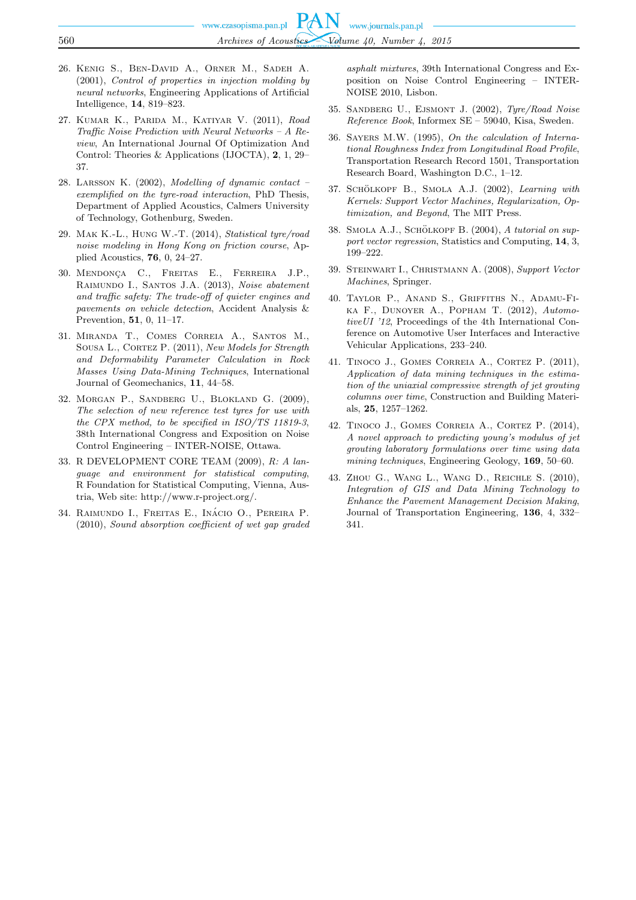26. Kenig S., Ben-David A., Orner M., Sadeh A. (2001), *Control of properties in injection molding by neural networks*, Engineering Applications of Artificial Intelligence, **14**, 819–823.

27. Kumar K., Parida M., Katiyar V. (2011), *Road Traffic Noise Prediction with Neural Networks – A Review*, An International Journal Of Optimization And Control: Theories & Applications (IJOCTA), **2**, 1, 29–37.

28. Larsson K. (2002), *Modelling of dynamic contact – exemplified on the tyre-road interaction*, PhD Thesis, Department of Applied Acoustics, Calmers University of Technology, Gothenburg, Sweden.

29. Mak K.-L., Hung W.-T. (2014), *Statistical tyre/road noise modeling in Hong Kong on friction course*, Applied Acoustics, **76**, 0, 24–27.

30. Mendonça C., Freitas E., Ferreira J.P., Raimundo I., Santos J.A. (2013), *Noise abatement and traffic safety: The trade-off of quieter engines and pavements on vehicle detection*, Accident Analysis & Prevention, **51**, 0, 11–17.

31. Miranda T., Comes Correia A., Santos M., Sousa L., Cortez P. (2011), *New Models for Strength and Deformability Parameter Calculation in Rock Masses Using Data-Mining Techniques*, International Journal of Geomechanics, **11**, 44–58.

32. Morgan P., Sandberg U., Blokland G. (2009), *The selection of new reference test tyres for use with the CPX method, to be specified in ISO/TS 11819-3*, 38th International Congress and Exposition on Noise Control Engineering – INTER-NOISE, Ottawa.

33. R DEVELOPMENT CORE TEAM (2009), *R: A language and environment for statistical computing*, R Foundation for Statistical Computing, Vienna, Austria, Web site: http://www.r-project.org/.

34. Raimundo I., Freitas E., Inácio O., Pereira P. (2010), *Sound absorption coefficient of wet gap graded asphalt mixtures*, 39th International Congress and Exposition on Noise Control Engineering – INTER-NOISE 2010, Lisbon.

35. Sandberg U., Ejsmont J. (2002), *Tyre/Road Noise Reference Book*, Informex SE – 59040, Kisa, Sweden.

36. Sayers M.W. (1995), *On the calculation of International Roughness Index from Longitudinal Road Profile*, Transportation Research Record 1501, Transportation Research Board, Washington D.C., 1–12.

37. Schölkopf B., Smola A.J. (2002), *Learning with Kernels: Support Vector Machines, Regularization, Optimization, and Beyond*, The MIT Press.

38. Smola A.J., Schölkopf B. (2004), *A tutorial on support vector regression*, Statistics and Computing, **14**, 3, 199–222.

39. Steinwart I., Christmann A. (2008), *Support Vector Machines*, Springer.

40. Taylor P., Anand S., Griffiths N., Adamu-Fika F., Dunoyer A., Popham T. (2012), *AutomotiveUI '12*, Proceedings of the 4th International Conference on Automotive User Interfaces and Interactive Vehicular Applications, 233–240.

41. Tinoco J., Gomes Correia A., Cortez P. (2011), *Application of data mining techniques in the estimation of the uniaxial compressive strength of jet grouting columns over time*, Construction and Building Materials, **25**, 1257–1262.

42. Tinoco J., Gomes Correia A., Cortez P. (2014), *A novel approach to predicting young's modulus of jet grouting laboratory formulations over time using data mining techniques*, Engineering Geology, **169**, 50–60.

43. Zhou G., Wang L., Wang D., Reichle S. (2010), *Integration of GIS and Data Mining Technology to Enhance the Pavement Management Decision Making*, Journal of Transportation Engineering, **136**, 4, 332–341.